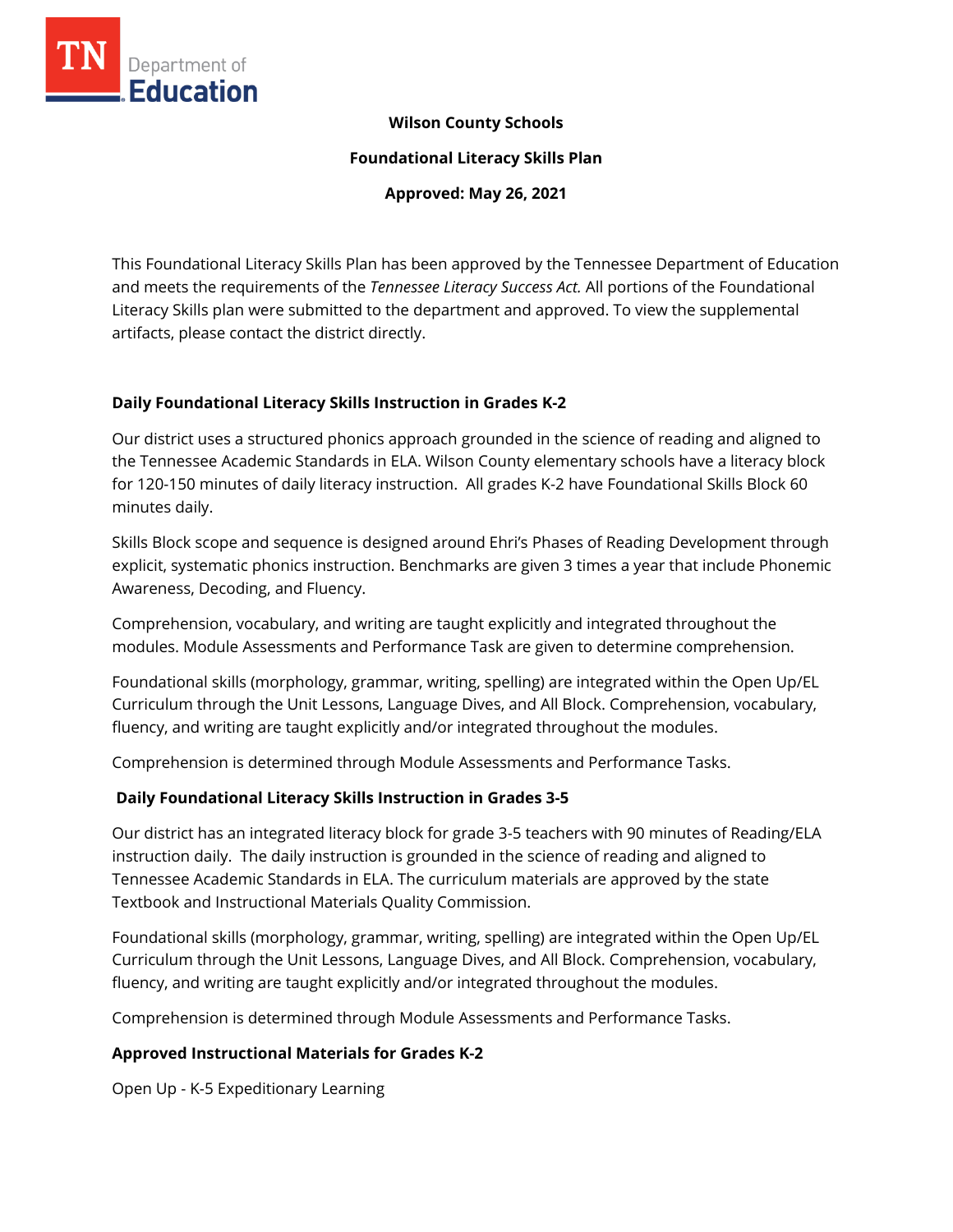**Wilson County Schools**

**Foundational Literacy Skills Plan**

**Approved: May 26, 2021**

This Foundational Literacy Skills Plan has been approved by the Tennessee Department of Education and meets the requirements of the *Tennessee Literacy Success Act.* All portions of the Foundational Literacy Skills plan were submitted to the department and approved. To view the supplemental artifacts, please contact the district directly.

## Daily Foundational Literacy Skills Instruction in Grades K-2

Our district uses a structured phonics approach grounded in the science of reading and aligned to the Tennessee Academic Standards in ELA. Wilson County elementary schools have a literacy block for 120-150 minutes of daily literacy instruction. All grades K-2 have Foundational Skills Block 60 minutes daily.

Skills Block scope and sequence is designed around Ehri's Phases of Reading Development through explicit, systematic phonics instruction. Benchmarks are given 3 times a year that include Phonemic Awareness, Decoding, and Fluency.

Comprehension, vocabulary, and writing are taught explicitly and integrated throughout the modules. Module Assessments and Performance Task are given to determine comprehension.

Foundational skills (morphology, grammar, writing, spelling) are integrated within the Open Up/EL Curriculum through the Unit Lessons, Language Dives, and All Block. Comprehension, vocabulary, fluency, and writing are taught explicitly and/or integrated throughout the modules.

Comprehension is determined through Module Assessments and Performance Tasks.

## Daily Foundational Literacy Skills Instruction in Grades 3-5

Our district has an integrated literacy block for grade 3-5 teachers with 90 minutes of Reading/ELA instruction daily. The daily instruction is grounded in the science of reading and aligned to Tennessee Academic Standards in ELA. The curriculum materials are approved by the state Textbook and Instructional Materials Quality Commission.

Foundational skills (morphology, grammar, writing, spelling) are integrated within the Open Up/EL Curriculum through the Unit Lessons, Language Dives, and All Block. Comprehension, vocabulary, fluency, and writing are taught explicitly and/or integrated throughout the modules.

Comprehension is determined through Module Assessments and Performance Tasks.

## Approved Instructional Materials for Grades K-2

Open Up - K-5 Expeditionary Learning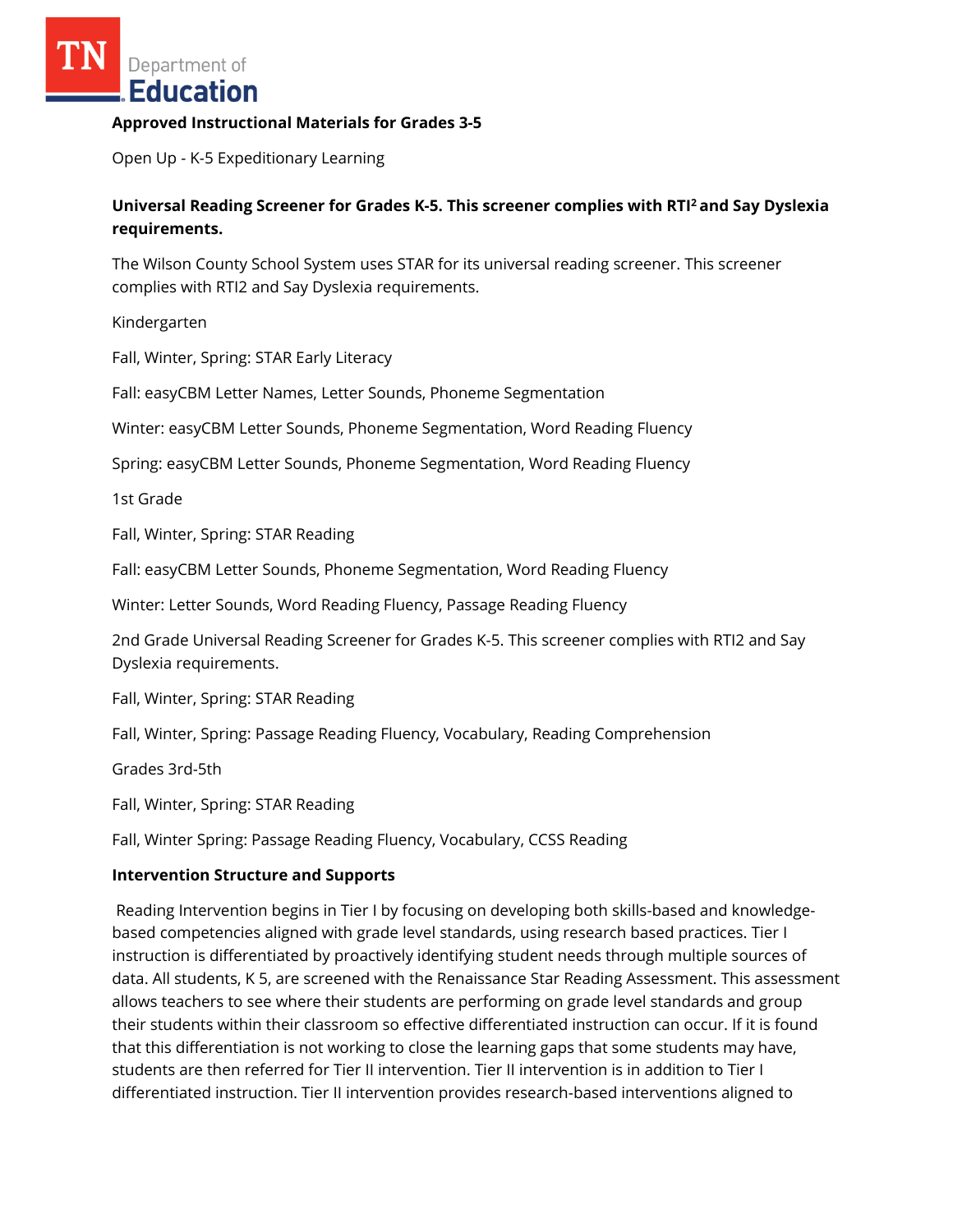**Approved Instructional Materials for Grades 3-5**

Open Up - K-5 Expeditionary Learning

**Universal Reading Screener for Grades K-5. This screener complies with RTI² and Say Dyslexia requirements.**

The Wilson County School System uses STAR for its universal reading screener. This screener complies with RTI2 and Say Dyslexia requirements.

Kindergarten

Fall, Winter, Spring: STAR Early Literacy

Fall: easyCBM Letter Names, Letter Sounds, Phoneme Segmentation

Winter: easyCBM Letter Sounds, Phoneme Segmentation, Word Reading Fluency

Spring: easyCBM Letter Sounds, Phoneme Segmentation, Word Reading Fluency

1st Grade

Fall, Winter, Spring: STAR Reading

Fall: easyCBM Letter Sounds, Phoneme Segmentation, Word Reading Fluency

Winter: Letter Sounds, Word Reading Fluency, Passage Reading Fluency

2nd Grade Universal Reading Screener for Grades K-5. This screener complies with RTI2 and Say Dyslexia requirements.

Fall, Winter, Spring: STAR Reading

Fall, Winter, Spring: Passage Reading Fluency, Vocabulary, Reading Comprehension

Grades 3rd-5th

Fall, Winter, Spring: STAR Reading

Fall, Winter Spring: Passage Reading Fluency, Vocabulary, CCSS Reading

**Intervention Structure and Supports**

Reading Intervention begins in Tier I by focusing on developing both skills-based and knowledge-based competencies aligned with grade level standards, using research based practices. Tier I instruction is differentiated by proactively identifying student needs through multiple sources of data. All students, K 5, are screened with the Renaissance Star Reading Assessment. This assessment allows teachers to see where their students are performing on grade level standards and group their students within their classroom so effective differentiated instruction can occur. If it is found that this differentiation is not working to close the learning gaps that some students may have, students are then referred for Tier II intervention. Tier II intervention is in addition to Tier I differentiated instruction. Tier II intervention provides research-based interventions aligned to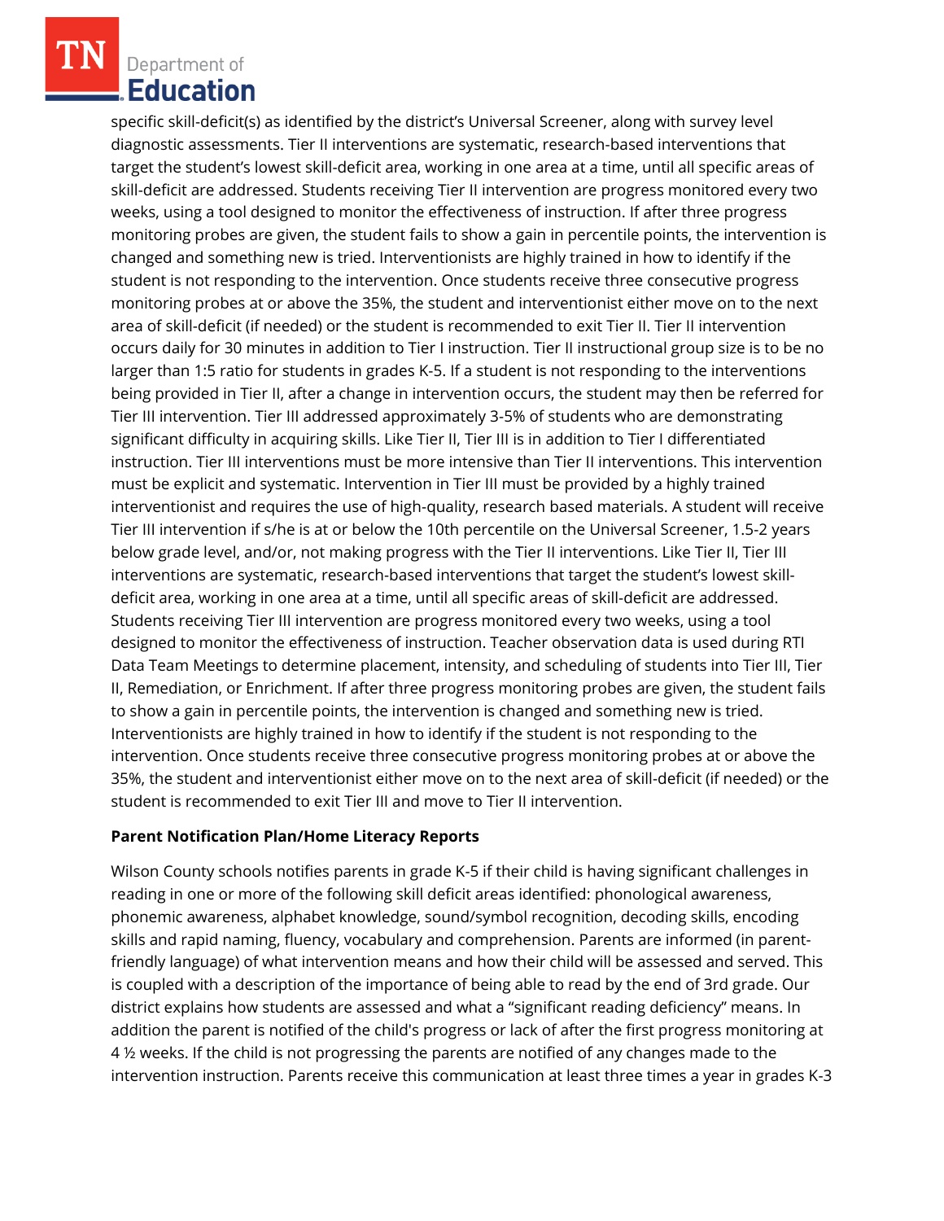specific skill-deficit(s) as identified by the district's Universal Screener, along with survey level diagnostic assessments. Tier II interventions are systematic, research-based interventions that target the student's lowest skill-deficit area, working in one area at a time, until all specific areas of skill-deficit are addressed. Students receiving Tier II intervention are progress monitored every two weeks, using a tool designed to monitor the effectiveness of instruction. If after three progress monitoring probes are given, the student fails to show a gain in percentile points, the intervention is changed and something new is tried. Interventionists are highly trained in how to identify if the student is not responding to the intervention. Once students receive three consecutive progress monitoring probes at or above the 35%, the student and interventionist either move on to the next area of skill-deficit (if needed) or the student is recommended to exit Tier II. Tier II intervention occurs daily for 30 minutes in addition to Tier I instruction. Tier II instructional group size is to be no larger than 1:5 ratio for students in grades K-5. If a student is not responding to the interventions being provided in Tier II, after a change in intervention occurs, the student may then be referred for Tier III intervention. Tier III addressed approximately 3-5% of students who are demonstrating significant difficulty in acquiring skills. Like Tier II, Tier III is in addition to Tier I differentiated instruction. Tier III interventions must be more intensive than Tier II interventions. This intervention must be explicit and systematic. Intervention in Tier III must be provided by a highly trained interventionist and requires the use of high-quality, research based materials. A student will receive Tier III intervention if s/he is at or below the 10th percentile on the Universal Screener, 1.5-2 years below grade level, and/or, not making progress with the Tier II interventions. Like Tier II, Tier III interventions are systematic, research-based interventions that target the student's lowest skill-deficit area, working in one area at a time, until all specific areas of skill-deficit are addressed. Students receiving Tier III intervention are progress monitored every two weeks, using a tool designed to monitor the effectiveness of instruction. Teacher observation data is used during RTI Data Team Meetings to determine placement, intensity, and scheduling of students into Tier III, Tier II, Remediation, or Enrichment. If after three progress monitoring probes are given, the student fails to show a gain in percentile points, the intervention is changed and something new is tried. Interventionists are highly trained in how to identify if the student is not responding to the intervention. Once students receive three consecutive progress monitoring probes at or above the 35%, the student and interventionist either move on to the next area of skill-deficit (if needed) or the student is recommended to exit Tier III and move to Tier II intervention.

**Parent Notification Plan/Home Literacy Reports**

Wilson County schools notifies parents in grade K-5 if their child is having significant challenges in reading in one or more of the following skill deficit areas identified: phonological awareness, phonemic awareness, alphabet knowledge, sound/symbol recognition, decoding skills, encoding skills and rapid naming, fluency, vocabulary and comprehension. Parents are informed (in parent-friendly language) of what intervention means and how their child will be assessed and served. This is coupled with a description of the importance of being able to read by the end of 3rd grade. Our district explains how students are assessed and what a "significant reading deficiency" means. In addition the parent is notified of the child's progress or lack of after the first progress monitoring at 4 ½ weeks. If the child is not progressing the parents are notified of any changes made to the intervention instruction. Parents receive this communication at least three times a year in grades K-3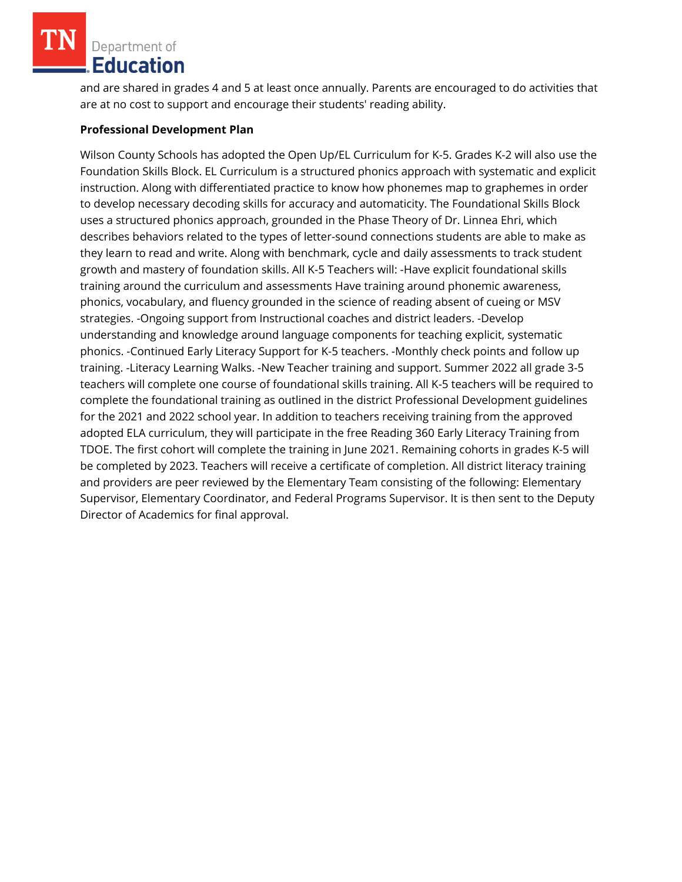and are shared in grades 4 and 5 at least once annually. Parents are encouraged to do activities that are at no cost to support and encourage their students' reading ability.

**Professional Development Plan**

Wilson County Schools has adopted the Open Up/EL Curriculum for K-5. Grades K-2 will also use the Foundation Skills Block. EL Curriculum is a structured phonics approach with systematic and explicit instruction. Along with differentiated practice to know how phonemes map to graphemes in order to develop necessary decoding skills for accuracy and automaticity. The Foundational Skills Block uses a structured phonics approach, grounded in the Phase Theory of Dr. Linnea Ehri, which describes behaviors related to the types of letter-sound connections students are able to make as they learn to read and write. Along with benchmark, cycle and daily assessments to track student growth and mastery of foundation skills. All K-5 Teachers will: -Have explicit foundational skills training around the curriculum and assessments Have training around phonemic awareness, phonics, vocabulary, and fluency grounded in the science of reading absent of cueing or MSV strategies. -Ongoing support from Instructional coaches and district leaders. -Develop understanding and knowledge around language components for teaching explicit, systematic phonics. -Continued Early Literacy Support for K-5 teachers. -Monthly check points and follow up training. -Literacy Learning Walks. -New Teacher training and support. Summer 2022 all grade 3-5 teachers will complete one course of foundational skills training. All K-5 teachers will be required to complete the foundational training as outlined in the district Professional Development guidelines for the 2021 and 2022 school year. In addition to teachers receiving training from the approved adopted ELA curriculum, they will participate in the free Reading 360 Early Literacy Training from TDOE. The first cohort will complete the training in June 2021. Remaining cohorts in grades K-5 will be completed by 2023. Teachers will receive a certificate of completion. All district literacy training and providers are peer reviewed by the Elementary Team consisting of the following: Elementary Supervisor, Elementary Coordinator, and Federal Programs Supervisor. It is then sent to the Deputy Director of Academics for final approval.